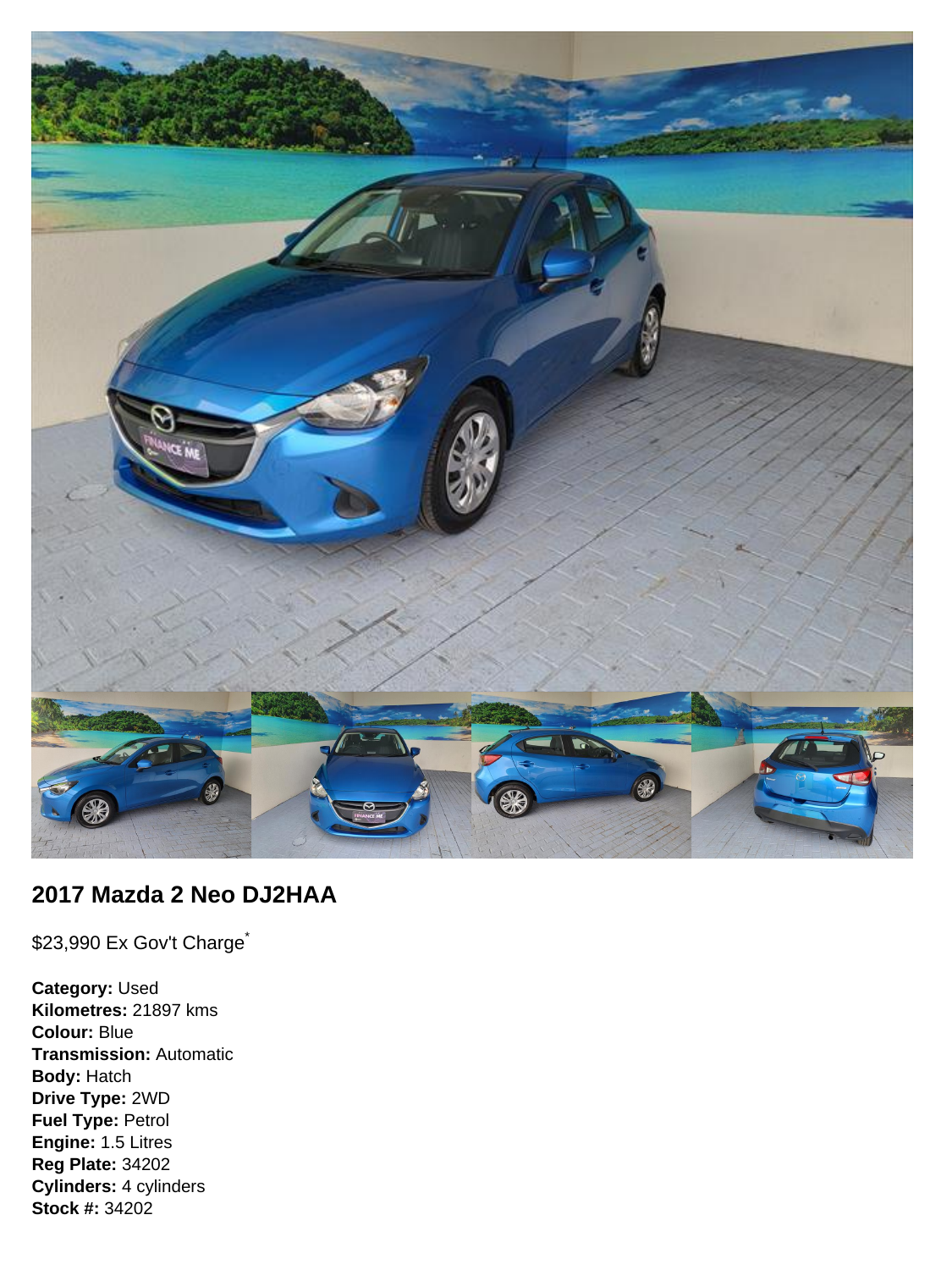## 2017 Mazda 2 Neo DJ2HAA

$23,990 Ex Gov't Charge*

**Category:** Used
**Kilometres:** 21897 kms
**Colour:** Blue
**Transmission:** Automatic
**Body:** Hatch
**Drive Type:** 2WD
**Fuel Type:** Petrol
**Engine:** 1.5 Litres
**Reg Plate:** 34202
**Cylinders:** 4 cylinders
**Stock #:** 34202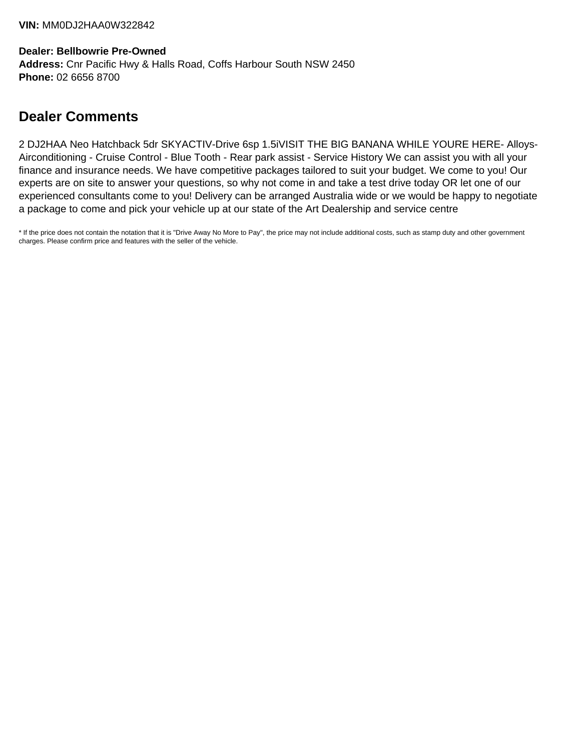**VIN:** MM0DJ2HAA0W322842

**Dealer: Bellbowrie Pre-Owned**
**Address:** Cnr Pacific Hwy & Halls Road, Coffs Harbour South NSW 2450
**Phone:** 02 6656 8700

## Dealer Comments

2 DJ2HAA Neo Hatchback 5dr SKYACTIV-Drive 6sp 1.5iVISIT THE BIG BANANA WHILE YOURE HERE- Alloys-Airconditioning - Cruise Control - Blue Tooth - Rear park assist - Service History We can assist you with all your finance and insurance needs. We have competitive packages tailored to suit your budget. We come to you! Our experts are on site to answer your questions, so why not come in and take a test drive today OR let one of our experienced consultants come to you! Delivery can be arranged Australia wide or we would be happy to negotiate a package to come and pick your vehicle up at our state of the Art Dealership and service centre

* If the price does not contain the notation that it is "Drive Away No More to Pay", the price may not include additional costs, such as stamp duty and other government charges. Please confirm price and features with the seller of the vehicle.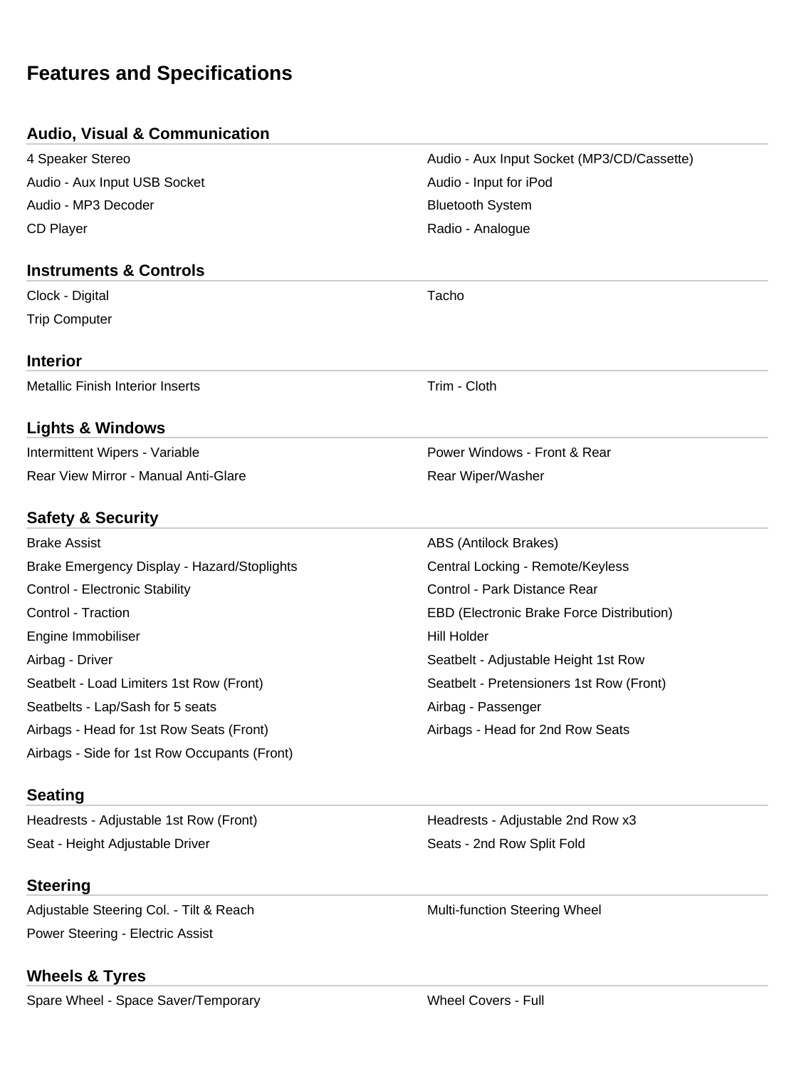# Features and Specifications

## Audio, Visual & Communication

- 4 Speaker Stereo
- Audio - Aux Input Socket (MP3/CD/Cassette)
- Audio - Aux Input USB Socket
- Audio - Input for iPod
- Audio - MP3 Decoder
- Bluetooth System
- CD Player
- Radio - Analogue

## Instruments & Controls

- Clock - Digital
- Tacho
- Trip Computer

## Interior

- Metallic Finish Interior Inserts
- Trim - Cloth

## Lights & Windows

- Intermittent Wipers - Variable
- Power Windows - Front & Rear
- Rear View Mirror - Manual Anti-Glare
- Rear Wiper/Washer

## Safety & Security

- Brake Assist
- ABS (Antilock Brakes)
- Brake Emergency Display - Hazard/Stoplights
- Central Locking - Remote/Keyless
- Control - Electronic Stability
- Control - Park Distance Rear
- Control - Traction
- EBD (Electronic Brake Force Distribution)
- Engine Immobiliser
- Hill Holder
- Airbag - Driver
- Seatbelt - Adjustable Height 1st Row
- Seatbelt - Load Limiters 1st Row (Front)
- Seatbelt - Pretensioners 1st Row (Front)
- Seatbelts - Lap/Sash for 5 seats
- Airbag - Passenger
- Airbags - Head for 1st Row Seats (Front)
- Airbags - Head for 2nd Row Seats
- Airbags - Side for 1st Row Occupants (Front)

## Seating

- Headrests - Adjustable 1st Row (Front)
- Headrests - Adjustable 2nd Row x3
- Seat - Height Adjustable Driver
- Seats - 2nd Row Split Fold

## Steering

- Adjustable Steering Col. - Tilt & Reach
- Multi-function Steering Wheel
- Power Steering - Electric Assist

## Wheels & Tyres

- Spare Wheel - Space Saver/Temporary
- Wheel Covers - Full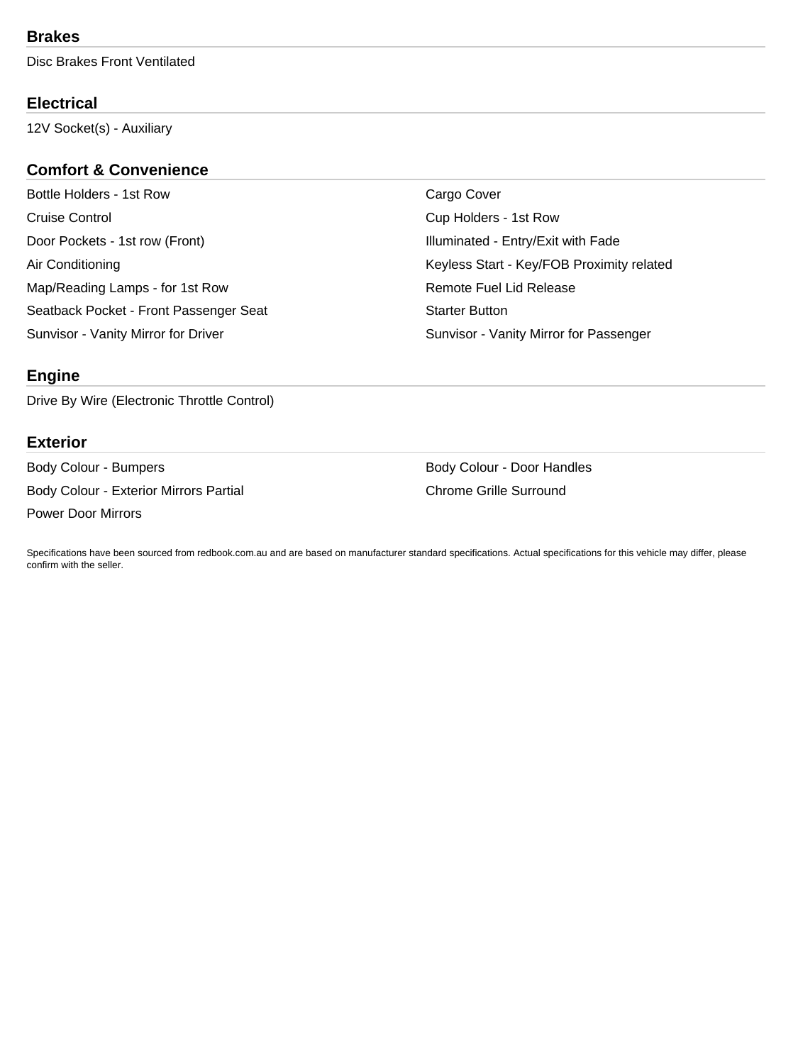## Brakes

Disc Brakes Front Ventilated

## Electrical

12V Socket(s) - Auxiliary

## Comfort & Convenience

- Bottle Holders - 1st Row
- Cargo Cover
- Cruise Control
- Cup Holders - 1st Row
- Door Pockets - 1st row (Front)
- Illuminated - Entry/Exit with Fade
- Air Conditioning
- Keyless Start - Key/FOB Proximity related
- Map/Reading Lamps - for 1st Row
- Remote Fuel Lid Release
- Seatback Pocket - Front Passenger Seat
- Starter Button
- Sunvisor - Vanity Mirror for Driver
- Sunvisor - Vanity Mirror for Passenger

## Engine

Drive By Wire (Electronic Throttle Control)

## Exterior

- Body Colour - Bumpers
- Body Colour - Door Handles
- Body Colour - Exterior Mirrors Partial
- Chrome Grille Surround
- Power Door Mirrors

Specifications have been sourced from redbook.com.au and are based on manufacturer standard specifications. Actual specifications for this vehicle may differ, please confirm with the seller.